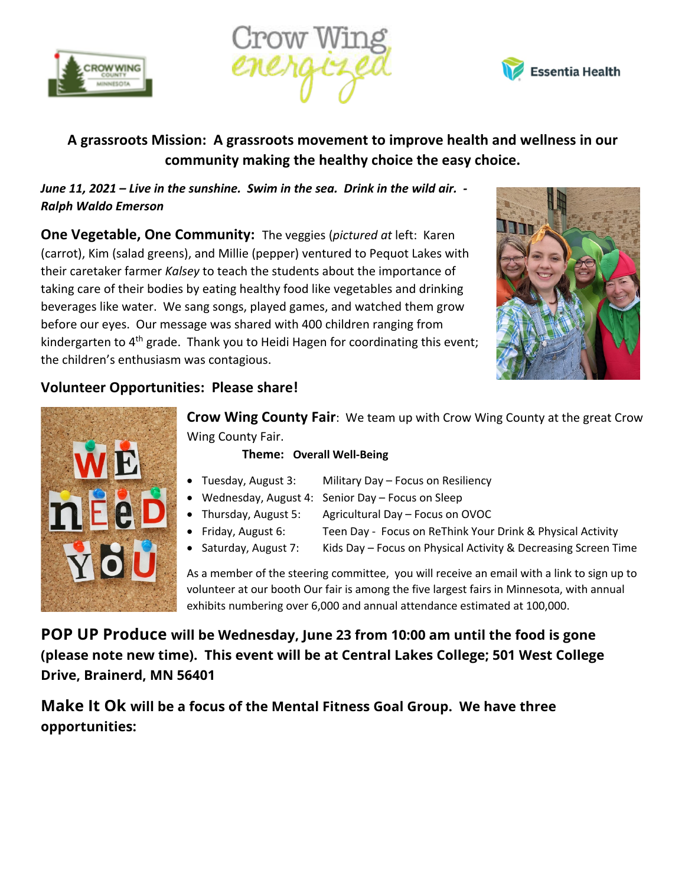**A grassroots Mission: A grassroots movement to improve health and wellness in our community making the healthy choice the easy choice.**

***June 11, 2021 – Live in the sunshine. Swim in the sea. Drink in the wild air. - Ralph Waldo Emerson***

**One Vegetable, One Community:** The veggies (*pictured at* left: Karen (carrot), Kim (salad greens), and Millie (pepper) ventured to Pequot Lakes with their caretaker farmer *Kalsey* to teach the students about the importance of taking care of their bodies by eating healthy food like vegetables and drinking beverages like water. We sang songs, played games, and watched them grow before our eyes. Our message was shared with 400 children ranging from kindergarten to 4th grade. Thank you to Heidi Hagen for coordinating this event; the children's enthusiasm was contagious.

**Volunteer Opportunities: Please share!**

**Crow Wing County Fair**: We team up with Crow Wing County at the great Crow Wing County Fair.

**Theme: Overall Well-Being**

- Tuesday, August 3: Military Day – Focus on Resiliency
- Wednesday, August 4: Senior Day – Focus on Sleep
- Thursday, August 5: Agricultural Day – Focus on OVOC
- Friday, August 6: Teen Day - Focus on ReThink Your Drink & Physical Activity
- Saturday, August 7: Kids Day – Focus on Physical Activity & Decreasing Screen Time

As a member of the steering committee, you will receive an email with a link to sign up to volunteer at our booth Our fair is among the five largest fairs in Minnesota, with annual exhibits numbering over 6,000 and annual attendance estimated at 100,000.

**POP UP Produce will be Wednesday, June 23 from 10:00 am until the food is gone (please note new time). This event will be at Central Lakes College; 501 West College Drive, Brainerd, MN 56401**

**Make It Ok will be a focus of the Mental Fitness Goal Group. We have three opportunities:**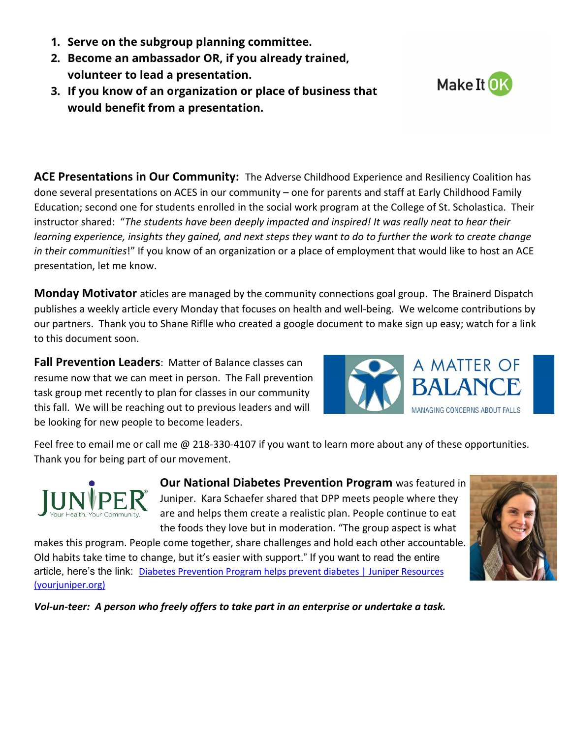1. **Serve on the subgroup planning committee.**
2. **Become an ambassador OR, if you already trained, volunteer to lead a presentation.**
3. **If you know of an organization or place of business that would benefit from a presentation.**

**ACE Presentations in Our Community:** The Adverse Childhood Experience and Resiliency Coalition has done several presentations on ACES in our community – one for parents and staff at Early Childhood Family Education; second one for students enrolled in the social work program at the College of St. Scholastica. Their instructor shared: "*The students have been deeply impacted and inspired! It was really neat to hear their learning experience, insights they gained, and next steps they want to do to further the work to create change in their communities*!" If you know of an organization or a place of employment that would like to host an ACE presentation, let me know.

**Monday Motivator** aticles are managed by the community connections goal group. The Brainerd Dispatch publishes a weekly article every Monday that focuses on health and well-being. We welcome contributions by our partners. Thank you to Shane Riflle who created a google document to make sign up easy; watch for a link to this document soon.

**Fall Prevention Leaders**: Matter of Balance classes can resume now that we can meet in person. The Fall prevention task group met recently to plan for classes in our community this fall. We will be reaching out to previous leaders and will be looking for new people to become leaders.

Feel free to email me or call me @ 218-330-4107 if you want to learn more about any of these opportunities. Thank you for being part of our movement.

**Our National Diabetes Prevention Program** was featured in Juniper. Kara Schaefer shared that DPP meets people where they are and helps them create a realistic plan. People continue to eat the foods they love but in moderation. "The group aspect is what makes this program. People come together, share challenges and hold each other accountable. Old habits take time to change, but it's easier with support." If you want to read the entire article, here's the link: [Diabetes Prevention Program helps prevent diabetes | Juniper Resources (yourjuniper.org)]

***Vol-un-teer: A person who freely offers to take part in an enterprise or undertake a task.***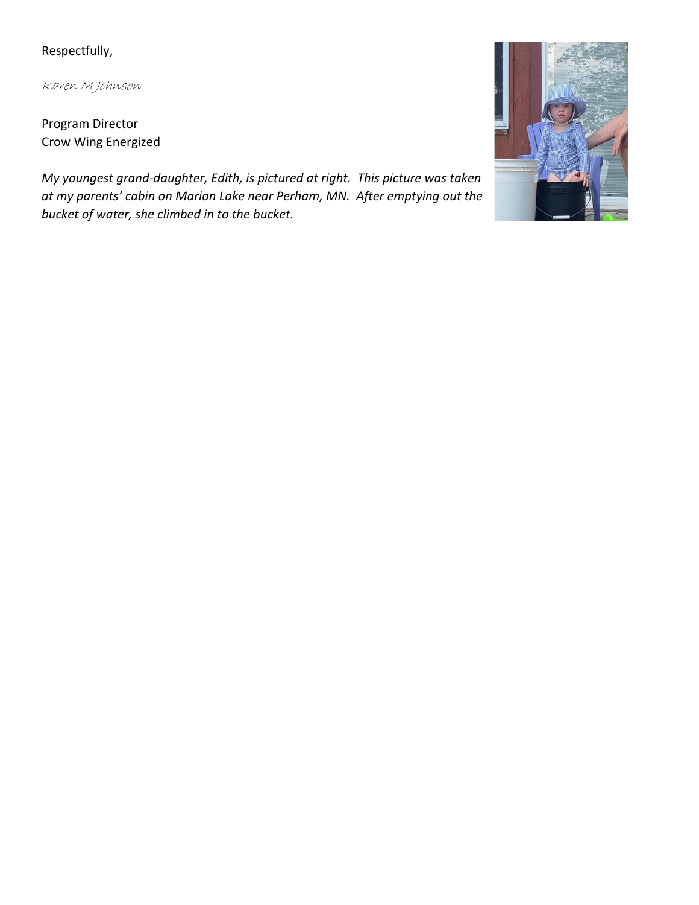Respectfully,

*Karen M Johnson*

Program Director
Crow Wing Energized

*My youngest grand-daughter, Edith, is pictured at right. This picture was taken at my parents' cabin on Marion Lake near Perham, MN. After emptying out the bucket of water, she climbed in to the bucket.*